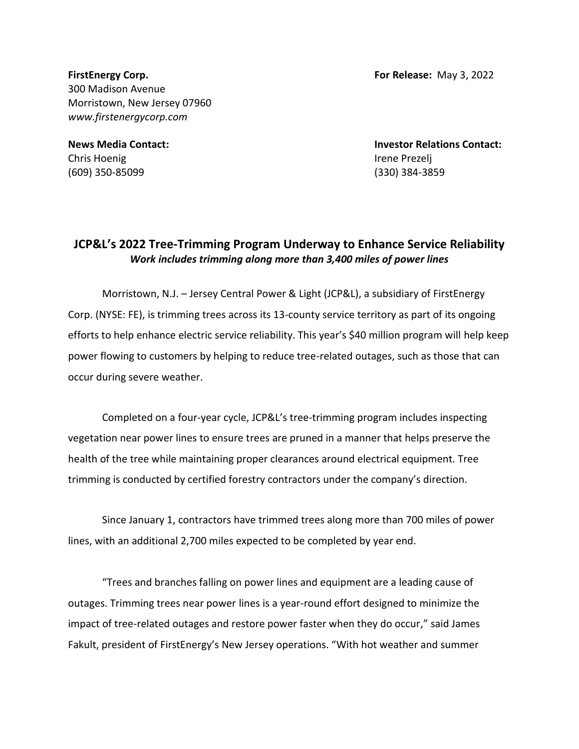**FirstEnergy Corp.**
300 Madison Avenue
Morristown, New Jersey 07960
*www.firstenergycorp.com*

**For Release:** May 3, 2022

**News Media Contact:**
Chris Hoenig
(609) 350-85099

**Investor Relations Contact:**
Irene Prezelj
(330) 384-3859

## JCP&L's 2022 Tree-Trimming Program Underway to Enhance Service Reliability

***Work includes trimming along more than 3,400 miles of power lines***

Morristown, N.J. – Jersey Central Power & Light (JCP&L), a subsidiary of FirstEnergy Corp. (NYSE: FE), is trimming trees across its 13-county service territory as part of its ongoing efforts to help enhance electric service reliability. This year's $40 million program will help keep power flowing to customers by helping to reduce tree-related outages, such as those that can occur during severe weather.

Completed on a four-year cycle, JCP&L's tree-trimming program includes inspecting vegetation near power lines to ensure trees are pruned in a manner that helps preserve the health of the tree while maintaining proper clearances around electrical equipment. Tree trimming is conducted by certified forestry contractors under the company's direction.

Since January 1, contractors have trimmed trees along more than 700 miles of power lines, with an additional 2,700 miles expected to be completed by year end.

"Trees and branches falling on power lines and equipment are a leading cause of outages. Trimming trees near power lines is a year-round effort designed to minimize the impact of tree-related outages and restore power faster when they do occur," said James Fakult, president of FirstEnergy's New Jersey operations. "With hot weather and summer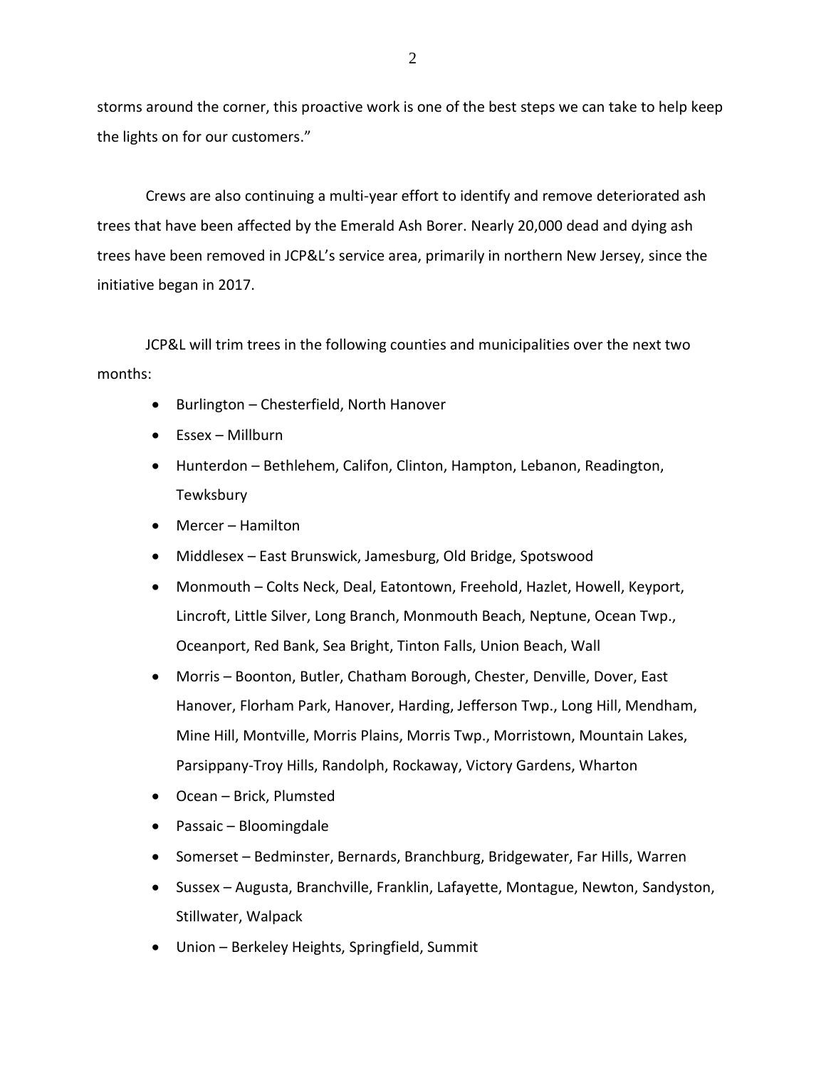storms around the corner, this proactive work is one of the best steps we can take to help keep the lights on for our customers."

Crews are also continuing a multi-year effort to identify and remove deteriorated ash trees that have been affected by the Emerald Ash Borer. Nearly 20,000 dead and dying ash trees have been removed in JCP&L's service area, primarily in northern New Jersey, since the initiative began in 2017.

JCP&L will trim trees in the following counties and municipalities over the next two months:

- Burlington – Chesterfield, North Hanover
- Essex – Millburn
- Hunterdon – Bethlehem, Califon, Clinton, Hampton, Lebanon, Readington, Tewksbury
- Mercer – Hamilton
- Middlesex – East Brunswick, Jamesburg, Old Bridge, Spotswood
- Monmouth – Colts Neck, Deal, Eatontown, Freehold, Hazlet, Howell, Keyport, Lincroft, Little Silver, Long Branch, Monmouth Beach, Neptune, Ocean Twp., Oceanport, Red Bank, Sea Bright, Tinton Falls, Union Beach, Wall
- Morris – Boonton, Butler, Chatham Borough, Chester, Denville, Dover, East Hanover, Florham Park, Hanover, Harding, Jefferson Twp., Long Hill, Mendham, Mine Hill, Montville, Morris Plains, Morris Twp., Morristown, Mountain Lakes, Parsippany-Troy Hills, Randolph, Rockaway, Victory Gardens, Wharton
- Ocean – Brick, Plumsted
- Passaic – Bloomingdale
- Somerset – Bedminster, Bernards, Branchburg, Bridgewater, Far Hills, Warren
- Sussex – Augusta, Branchville, Franklin, Lafayette, Montague, Newton, Sandyston, Stillwater, Walpack
- Union – Berkeley Heights, Springfield, Summit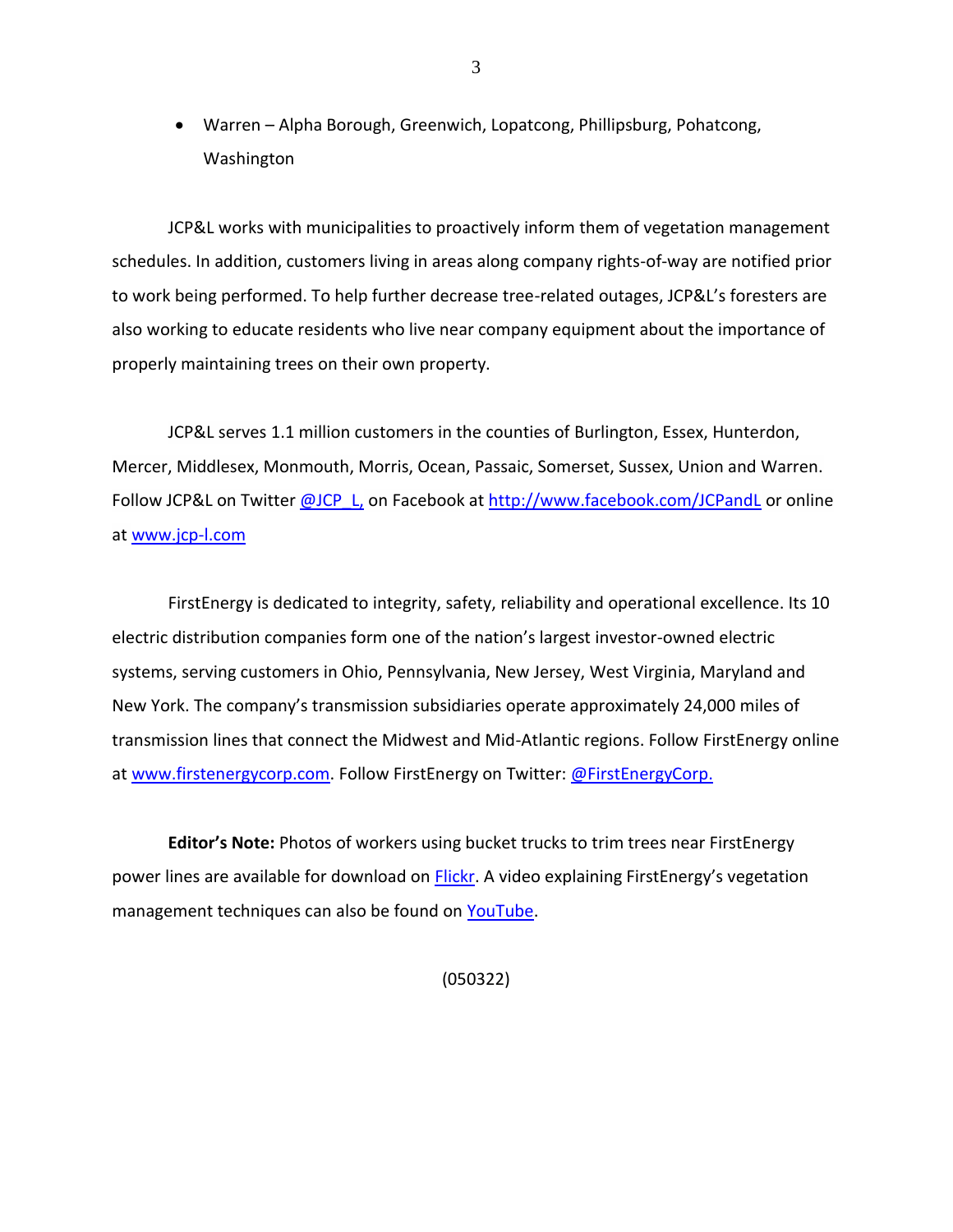- Warren – Alpha Borough, Greenwich, Lopatcong, Phillipsburg, Pohatcong, Washington

JCP&L works with municipalities to proactively inform them of vegetation management schedules. In addition, customers living in areas along company rights-of-way are notified prior to work being performed. To help further decrease tree-related outages, JCP&L's foresters are also working to educate residents who live near company equipment about the importance of properly maintaining trees on their own property.

JCP&L serves 1.1 million customers in the counties of Burlington, Essex, Hunterdon, Mercer, Middlesex, Monmouth, Morris, Ocean, Passaic, Somerset, Sussex, Union and Warren. Follow JCP&L on Twitter @JCP_L, on Facebook at http://www.facebook.com/JCPandL or online at www.jcp-l.com

FirstEnergy is dedicated to integrity, safety, reliability and operational excellence. Its 10 electric distribution companies form one of the nation's largest investor-owned electric systems, serving customers in Ohio, Pennsylvania, New Jersey, West Virginia, Maryland and New York. The company's transmission subsidiaries operate approximately 24,000 miles of transmission lines that connect the Midwest and Mid-Atlantic regions. Follow FirstEnergy online at www.firstenergycorp.com. Follow FirstEnergy on Twitter: @FirstEnergyCorp.

**Editor's Note:** Photos of workers using bucket trucks to trim trees near FirstEnergy power lines are available for download on Flickr. A video explaining FirstEnergy's vegetation management techniques can also be found on YouTube.

(050322)